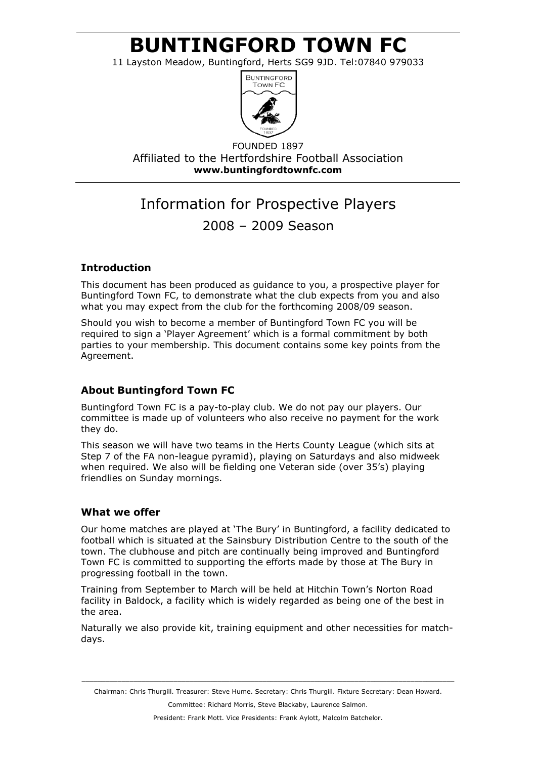# BUNTINGFORD TOWN FC

11 Layston Meadow, Buntingford, Herts SG9 9JD. Tel:07840 979033

FOUNDED 1897

Affiliated to the Hertfordshire Football Association

**www.buntingfordtownfc.com**

## Information for Prospective Players

## 2008 – 2009 Season

### Introduction

This document has been produced as guidance to you, a prospective player for Buntingford Town FC, to demonstrate what the club expects from you and also what you may expect from the club for the forthcoming 2008/09 season.

Should you wish to become a member of Buntingford Town FC you will be required to sign a 'Player Agreement' which is a formal commitment by both parties to your membership. This document contains some key points from the Agreement.

### About Buntingford Town FC

Buntingford Town FC is a pay-to-play club. We do not pay our players. Our committee is made up of volunteers who also receive no payment for the work they do.

This season we will have two teams in the Herts County League (which sits at Step 7 of the FA non-league pyramid), playing on Saturdays and also midweek when required. We also will be fielding one Veteran side (over 35's) playing friendlies on Sunday mornings.

### What we offer

Our home matches are played at 'The Bury' in Buntingford, a facility dedicated to football which is situated at the Sainsbury Distribution Centre to the south of the town. The clubhouse and pitch are continually being improved and Buntingford Town FC is committed to supporting the efforts made by those at The Bury in progressing football in the town.

Training from September to March will be held at Hitchin Town's Norton Road facility in Baldock, a facility which is widely regarded as being one of the best in the area.

Naturally we also provide kit, training equipment and other necessities for match-days.

Chairman: Chris Thurgill. Treasurer: Steve Hume. Secretary: Chris Thurgill. Fixture Secretary: Dean Howard.

Committee: Richard Morris, Steve Blackaby, Laurence Salmon.

President: Frank Mott. Vice Presidents: Frank Aylott, Malcolm Batchelor.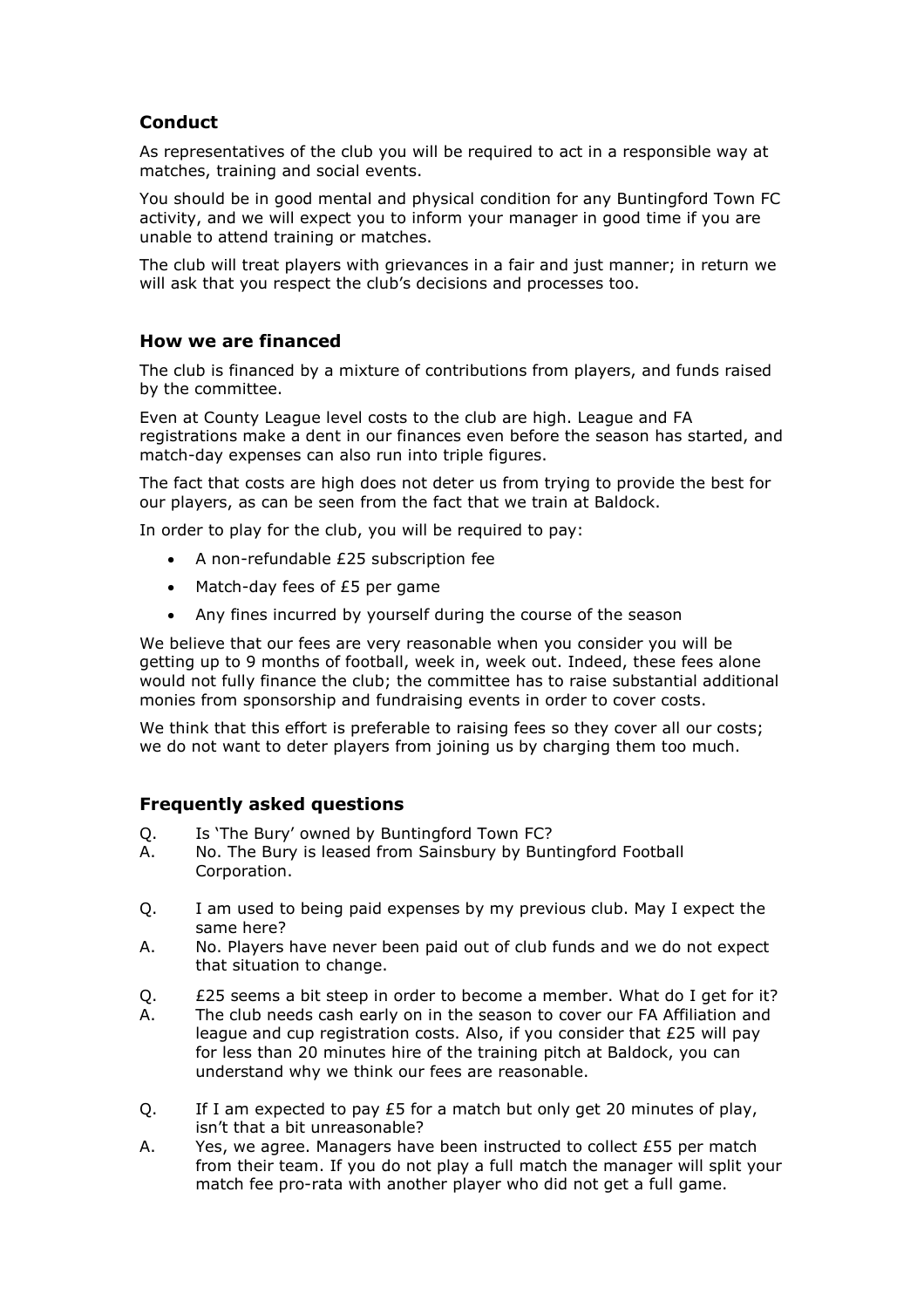## Conduct

As representatives of the club you will be required to act in a responsible way at matches, training and social events.

You should be in good mental and physical condition for any Buntingford Town FC activity, and we will expect you to inform your manager in good time if you are unable to attend training or matches.

The club will treat players with grievances in a fair and just manner; in return we will ask that you respect the club's decisions and processes too.

## How we are financed

The club is financed by a mixture of contributions from players, and funds raised by the committee.

Even at County League level costs to the club are high. League and FA registrations make a dent in our finances even before the season has started, and match-day expenses can also run into triple figures.

The fact that costs are high does not deter us from trying to provide the best for our players, as can be seen from the fact that we train at Baldock.

In order to play for the club, you will be required to pay:

- A non-refundable £25 subscription fee
- Match-day fees of £5 per game
- Any fines incurred by yourself during the course of the season

We believe that our fees are very reasonable when you consider you will be getting up to 9 months of football, week in, week out. Indeed, these fees alone would not fully finance the club; the committee has to raise substantial additional monies from sponsorship and fundraising events in order to cover costs.

We think that this effort is preferable to raising fees so they cover all our costs; we do not want to deter players from joining us by charging them too much.

## Frequently asked questions

Q. Is 'The Bury' owned by Buntingford Town FC?
A. No. The Bury is leased from Sainsbury by Buntingford Football Corporation.

Q. I am used to being paid expenses by my previous club. May I expect the same here?
A. No. Players have never been paid out of club funds and we do not expect that situation to change.

Q. £25 seems a bit steep in order to become a member. What do I get for it?
A. The club needs cash early on in the season to cover our FA Affiliation and league and cup registration costs. Also, if you consider that £25 will pay for less than 20 minutes hire of the training pitch at Baldock, you can understand why we think our fees are reasonable.

Q. If I am expected to pay £5 for a match but only get 20 minutes of play, isn't that a bit unreasonable?
A. Yes, we agree. Managers have been instructed to collect £55 per match from their team. If you do not play a full match the manager will split your match fee pro-rata with another player who did not get a full game.